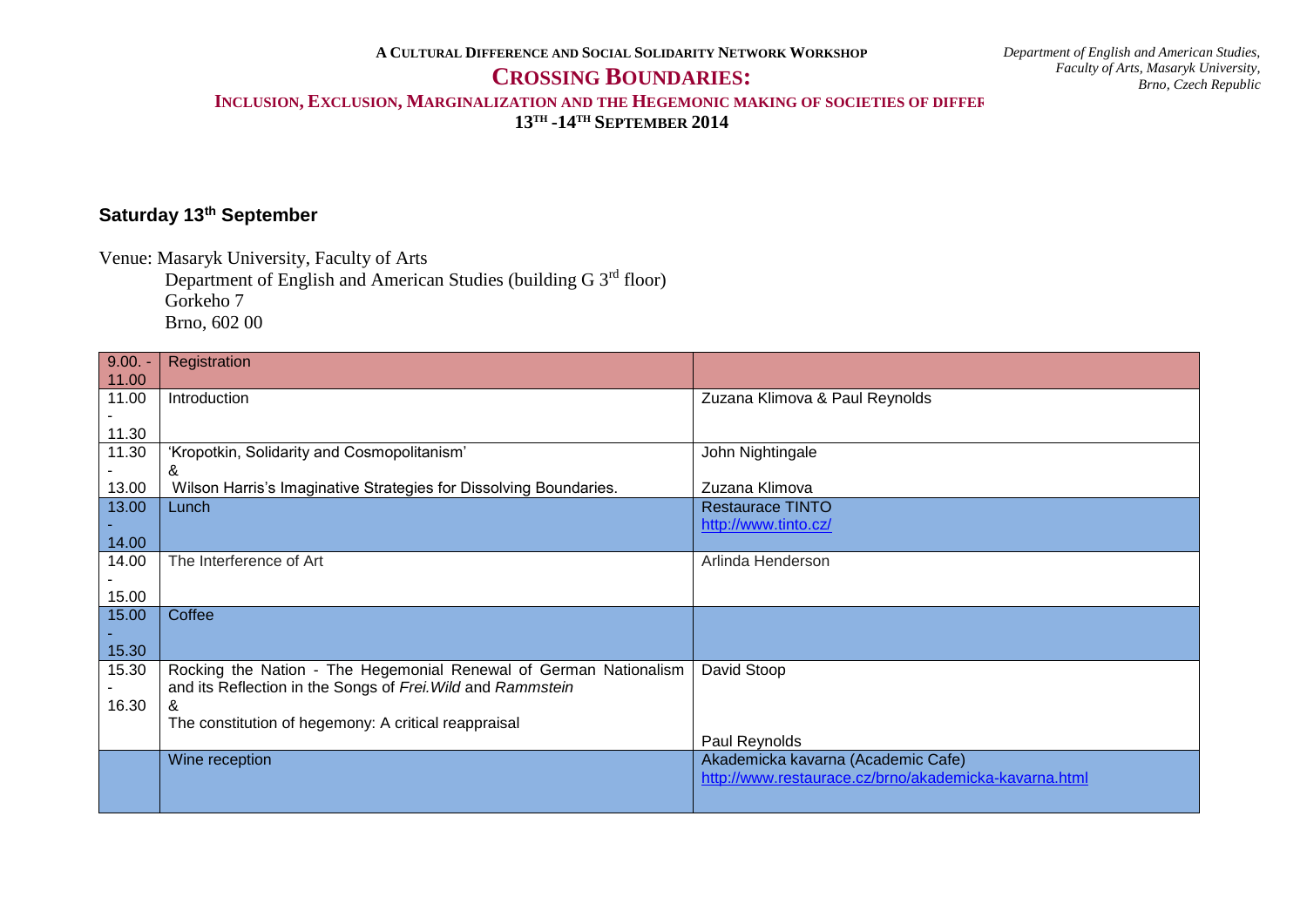A CULTURAL DIFFERENCE AND SOCIAL SOLIDARITY NETWORK WORKSHOP

# CROSSING BOUNDARIES:

## INCLUSION, EXCLUSION, MARGINALIZATION AND THE HEGEMONIC MAKING OF SOCIETIES OF DIFFER

**13TH -14TH SEPTEMBER 2014**

*Department of English and American Studies, Faculty of Arts, Masaryk University, Brno, Czech Republic*

### Saturday 13th September

Venue: Masaryk University, Faculty of Arts
Department of English and American Studies (building G 3rd floor)
Gorkeho 7
Brno, 602 00

| | | |
|---|---|---|
| 9.00. - 11.00 | Registration | |
| 11.00 - 11.30 | Introduction | Zuzana Klimova & Paul Reynolds |
| 11.30 - 13.00 | 'Kropotkin, Solidarity and Cosmopolitanism' & Wilson Harris's Imaginative Strategies for Dissolving Boundaries. | John Nightingale Zuzana Klimova |
| 13.00 - 14.00 | Lunch | Restaurace TINTO http://www.tinto.cz/ |
| 14.00 - 15.00 | The Interference of Art | Arlinda Henderson |
| 15.00 - 15.30 | Coffee | |
| 15.30 - 16.30 | Rocking the Nation - The Hegemonial Renewal of German Nationalism and its Reflection in the Songs of *Frei.Wild* and *Rammstein* & The constitution of hegemony: A critical reappraisal | David Stoop Paul Reynolds |
| | Wine reception | Akademicka kavarna (Academic Cafe) http://www.restaurace.cz/brno/akademicka-kavarna.html |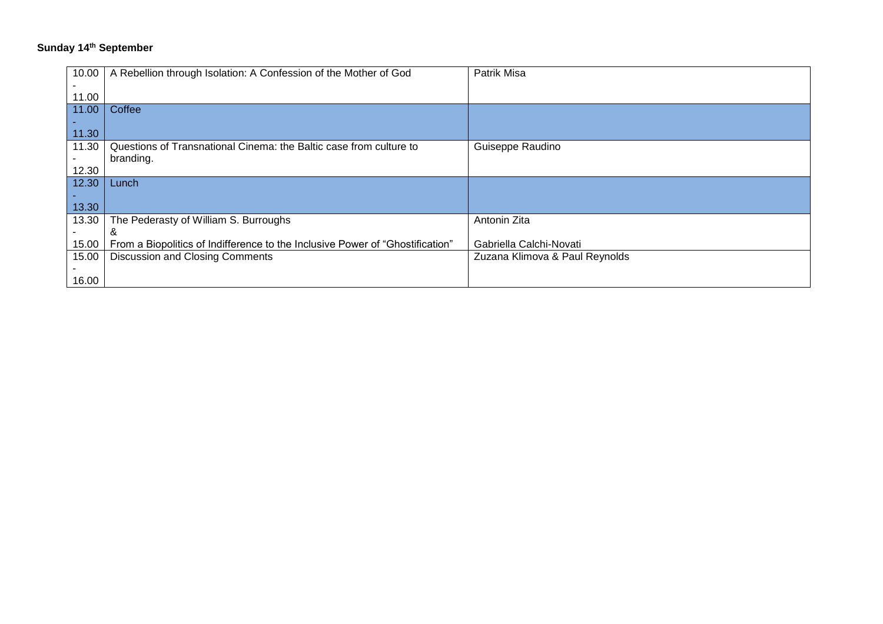**Sunday 14th September**

| | | |
|---|---|---|
| 10.00 - 11.00 | A Rebellion through Isolation: A Confession of the Mother of God | Patrik Misa |
| 11.00 - 11.30 | Coffee | |
| 11.30 - 12.30 | Questions of Transnational Cinema: the Baltic case from culture to branding. | Guiseppe Raudino |
| 12.30 - 13.30 | Lunch | |
| 13.30 - 15.00 | The Pederasty of William S. Burroughs & From a Biopolitics of Indifference to the Inclusive Power of “Ghostification” | Antonin Zita Gabriella Calchi-Novati |
| 15.00 - 16.00 | Discussion and Closing Comments | Zuzana Klimova & Paul Reynolds |